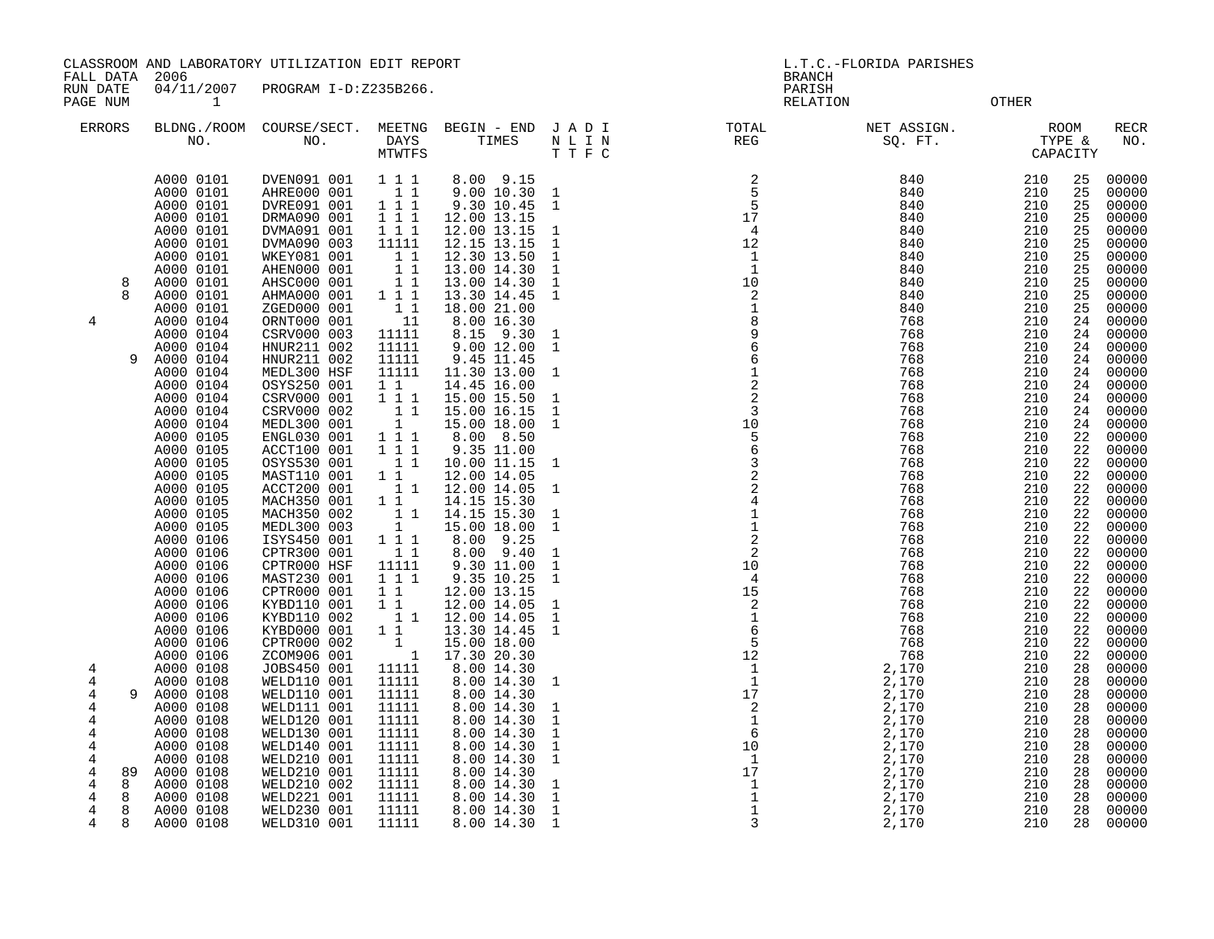CLASSROOM AND LABORATORY UTILIZATION EDIT REPORT
FALL DATA 2006
RUN DATE 04/11/2007 PROGRAM I-D:Z235B266.
PAGE NUM 1

L.T.C.-FLORIDA PARISHES
BRANCH
PARISH
RELATION OTHER

| ERRORS | BLDNG./ROOM NO. | COURSE/SECT. NO. | MEETNG DAYS MTWTFS | BEGIN - END TIMES | J A D I N L I N T T F C | TOTAL REG | NET ASSIGN. SQ. FT. | ROOM TYPE & CAPACITY | | RECR NO. |
|---|---|---|---|---|---|---|---|---|---|---|
| | A000 0101 | DVEN091 001 | 1 1 1 | 8.00 9.15 | | 2 | 840 | 210 | 25 | 00000 |
| | A000 0101 | AHRE000 001 | 1 1 | 9.00 10.30 | 1 | 5 | 840 | 210 | 25 | 00000 |
| | A000 0101 | DVRE091 001 | 1 1 1 | 9.30 10.45 | 1 | 5 | 840 | 210 | 25 | 00000 |
| | A000 0101 | DRMA090 001 | 1 1 1 | 12.00 13.15 | | 17 | 840 | 210 | 25 | 00000 |
| | A000 0101 | DVMA091 001 | 1 1 1 | 12.00 13.15 | 1 | 4 | 840 | 210 | 25 | 00000 |
| | A000 0101 | DVMA090 003 | 11111 | 12.15 13.15 | 1 | 12 | 840 | 210 | 25 | 00000 |
| | A000 0101 | WKEY081 001 | 1 1 | 12.30 13.50 | 1 | 1 | 840 | 210 | 25 | 00000 |
| | A000 0101 | AHEN000 001 | 1 1 | 13.00 14.30 | 1 | 1 | 840 | 210 | 25 | 00000 |
| 8 | A000 0101 | AHSC000 001 | 1 1 | 13.00 14.30 | 1 | 10 | 840 | 210 | 25 | 00000 |
| 8 | A000 0101 | AHMA000 001 | 1 1 1 | 13.30 14.45 | 1 | 2 | 840 | 210 | 25 | 00000 |
| | A000 0101 | ZGED000 001 | 1 1 | 18.00 21.00 | | 1 | 840 | 210 | 25 | 00000 |
| 4 | A000 0104 | ORNT000 001 | 11 | 8.00 16.30 | | 8 | 768 | 210 | 24 | 00000 |
| | A000 0104 | CSRV000 003 | 11111 | 8.15 9.30 | 1 | 9 | 768 | 210 | 24 | 00000 |
| | A000 0104 | HNUR211 002 | 11111 | 9.00 12.00 | 1 | 6 | 768 | 210 | 24 | 00000 |
| 9 | A000 0104 | HNUR211 002 | 11111 | 9.45 11.45 | | 6 | 768 | 210 | 24 | 00000 |
| | A000 0104 | MEDL300 HSF | 11111 | 11.30 13.00 | 1 | 1 | 768 | 210 | 24 | 00000 |
| | A000 0104 | OSYS250 001 | 1 1 | 14.45 16.00 | | 2 | 768 | 210 | 24 | 00000 |
| | A000 0104 | CSRV000 001 | 1 1 1 | 15.00 15.50 | 1 | 2 | 768 | 210 | 24 | 00000 |
| | A000 0104 | CSRV000 002 | 1 1 | 15.00 16.15 | 1 | 3 | 768 | 210 | 24 | 00000 |
| | A000 0104 | MEDL300 001 | 1 | 15.00 18.00 | 1 | 10 | 768 | 210 | 24 | 00000 |
| | A000 0105 | ENGL030 001 | 1 1 1 | 8.00 8.50 | | 5 | 768 | 210 | 22 | 00000 |
| | A000 0105 | ACCT100 001 | 1 1 1 | 9.35 11.00 | | 6 | 768 | 210 | 22 | 00000 |
| | A000 0105 | OSYS530 001 | 1 1 | 10.00 11.15 | 1 | 3 | 768 | 210 | 22 | 00000 |
| | A000 0105 | MAST110 001 | 1 1 | 12.00 14.05 | | 2 | 768 | 210 | 22 | 00000 |
| | A000 0105 | ACCT200 001 | 1 1 | 12.00 14.05 | 1 | 2 | 768 | 210 | 22 | 00000 |
| | A000 0105 | MACH350 001 | 1 1 | 14.15 15.30 | | 4 | 768 | 210 | 22 | 00000 |
| | A000 0105 | MACH350 002 | 1 1 | 14.15 15.30 | 1 | 1 | 768 | 210 | 22 | 00000 |
| | A000 0105 | MEDL300 003 | 1 | 15.00 18.00 | 1 | 1 | 768 | 210 | 22 | 00000 |
| | A000 0106 | ISYS450 001 | 1 1 1 | 8.00 9.25 | | 2 | 768 | 210 | 22 | 00000 |
| | A000 0106 | CPTR300 001 | 1 1 | 8.00 9.40 | 1 | 2 | 768 | 210 | 22 | 00000 |
| | A000 0106 | CPTR000 HSF | 11111 | 9.30 11.00 | 1 | 10 | 768 | 210 | 22 | 00000 |
| | A000 0106 | MAST230 001 | 1 1 1 | 9.35 10.25 | 1 | 4 | 768 | 210 | 22 | 00000 |
| | A000 0106 | CPTR000 001 | 1 1 | 12.00 13.15 | | 15 | 768 | 210 | 22 | 00000 |
| | A000 0106 | KYBD110 001 | 1 1 | 12.00 14.05 | 1 | 2 | 768 | 210 | 22 | 00000 |
| | A000 0106 | KYBD110 002 | 1 1 | 12.00 14.05 | 1 | 1 | 768 | 210 | 22 | 00000 |
| | A000 0106 | KYBD000 001 | 1 1 | 13.30 14.45 | 1 | 6 | 768 | 210 | 22 | 00000 |
| | A000 0106 | CPTR000 002 | 1 | 15.00 18.00 | | 5 | 768 | 210 | 22 | 00000 |
| | A000 0106 | ZCOM906 001 | 1 | 17.30 20.30 | | 12 | 768 | 210 | 22 | 00000 |
| 4 | A000 0108 | JOBS450 001 | 11111 | 8.00 14.30 | | 1 | 2,170 | 210 | 28 | 00000 |
| 4 | A000 0108 | WELD110 001 | 11111 | 8.00 14.30 | 1 | 1 | 2,170 | 210 | 28 | 00000 |
| 4 9 | A000 0108 | WELD110 001 | 11111 | 8.00 14.30 | | 17 | 2,170 | 210 | 28 | 00000 |
| 4 | A000 0108 | WELD111 001 | 11111 | 8.00 14.30 | 1 | 2 | 2,170 | 210 | 28 | 00000 |
| 4 | A000 0108 | WELD120 001 | 11111 | 8.00 14.30 | 1 | 1 | 2,170 | 210 | 28 | 00000 |
| 4 | A000 0108 | WELD130 001 | 11111 | 8.00 14.30 | 1 | 6 | 2,170 | 210 | 28 | 00000 |
| 4 | A000 0108 | WELD140 001 | 11111 | 8.00 14.30 | 1 | 10 | 2,170 | 210 | 28 | 00000 |
| 4 | A000 0108 | WELD210 001 | 11111 | 8.00 14.30 | 1 | 1 | 2,170 | 210 | 28 | 00000 |
| 4 89 | A000 0108 | WELD210 001 | 11111 | 8.00 14.30 | | 17 | 2,170 | 210 | 28 | 00000 |
| 4 8 | A000 0108 | WELD210 002 | 11111 | 8.00 14.30 | 1 | 1 | 2,170 | 210 | 28 | 00000 |
| 4 8 | A000 0108 | WELD221 001 | 11111 | 8.00 14.30 | 1 | 1 | 2,170 | 210 | 28 | 00000 |
| 4 8 | A000 0108 | WELD230 001 | 11111 | 8.00 14.30 | 1 | 1 | 2,170 | 210 | 28 | 00000 |
| 4 8 | A000 0108 | WELD310 001 | 11111 | 8.00 14.30 | 1 | 3 | 2,170 | 210 | 28 | 00000 |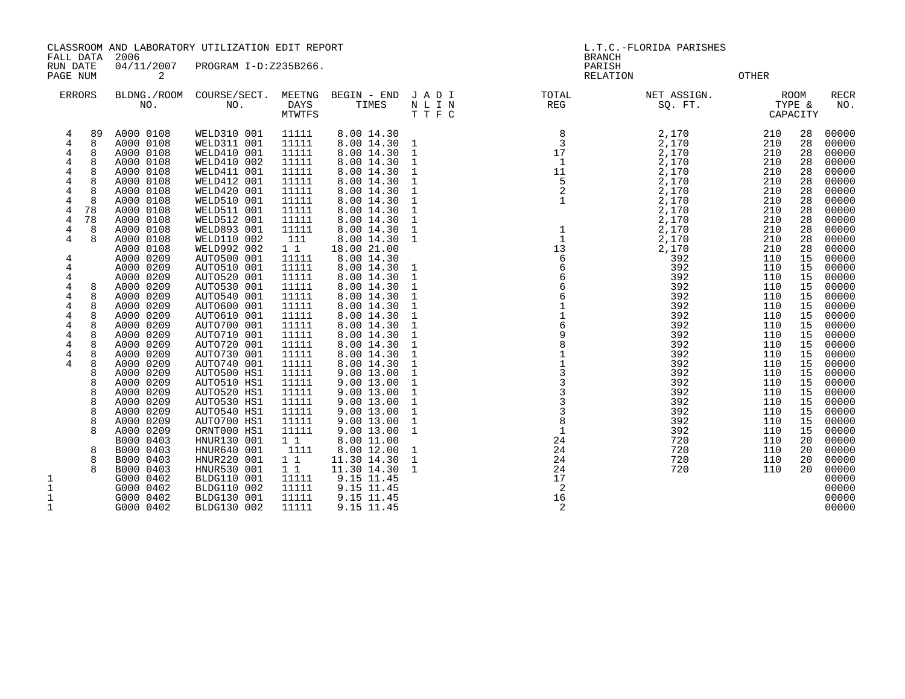CLASSROOM AND LABORATORY UTILIZATION EDIT REPORT
FALL DATA 2006
RUN DATE 04/11/2007 PROGRAM I-D:Z235B266.
PAGE NUM 2

L.T.C.-FLORIDA PARISHES
BRANCH
PARISH
RELATION OTHER

| ERRORS | | | BLDNG./ROOM NO. | COURSE/SECT. NO. | MEETNG DAYS MTWTFS | BEGIN - END TIMES | J A D I N L I N T T F C | TOTAL REG | NET ASSIGN. SQ. FT. | ROOM TYPE & | CAPACITY | RECR NO. |
|---|---|---|---|---|---|---|---|---|---|---|---|---|
| | 4 | 89 | A000 0108 | WELD310 001 | 11111 | 8.00 14.30 | | 8 | 2,170 | 210 | 28 | 00000 |
| | 4 | 8 | A000 0108 | WELD311 001 | 11111 | 8.00 14.30 | 1 | 3 | 2,170 | 210 | 28 | 00000 |
| | 4 | 8 | A000 0108 | WELD410 001 | 11111 | 8.00 14.30 | 1 | 17 | 2,170 | 210 | 28 | 00000 |
| | 4 | 8 | A000 0108 | WELD410 002 | 11111 | 8.00 14.30 | 1 | 1 | 2,170 | 210 | 28 | 00000 |
| | 4 | 8 | A000 0108 | WELD411 001 | 11111 | 8.00 14.30 | 1 | 11 | 2,170 | 210 | 28 | 00000 |
| | 4 | 8 | A000 0108 | WELD412 001 | 11111 | 8.00 14.30 | 1 | 5 | 2,170 | 210 | 28 | 00000 |
| | 4 | 8 | A000 0108 | WELD420 001 | 11111 | 8.00 14.30 | 1 | 2 | 2,170 | 210 | 28 | 00000 |
| | 4 | 8 | A000 0108 | WELD510 001 | 11111 | 8.00 14.30 | 1 | 1 | 2,170 | 210 | 28 | 00000 |
| | 4 | 78 | A000 0108 | WELD511 001 | 11111 | 8.00 14.30 | 1 | | 2,170 | 210 | 28 | 00000 |
| | 4 | 78 | A000 0108 | WELD512 001 | 11111 | 8.00 14.30 | 1 | | 2,170 | 210 | 28 | 00000 |
| | 4 | 8 | A000 0108 | WELD893 001 | 11111 | 8.00 14.30 | 1 | 1 | 2,170 | 210 | 28 | 00000 |
| | 4 | 8 | A000 0108 | WELD110 002 | 111 | 8.00 14.30 | 1 | 1 | 2,170 | 210 | 28 | 00000 |
| | | | A000 0108 | WELD992 002 | 1 1 | 18.00 21.00 | | 13 | 2,170 | 210 | 28 | 00000 |
| | 4 | | A000 0209 | AUTO500 001 | 11111 | 8.00 14.30 | | 6 | 392 | 110 | 15 | 00000 |
| | 4 | | A000 0209 | AUTO510 001 | 11111 | 8.00 14.30 | 1 | 6 | 392 | 110 | 15 | 00000 |
| | 4 | | A000 0209 | AUTO520 001 | 11111 | 8.00 14.30 | 1 | 6 | 392 | 110 | 15 | 00000 |
| | 4 | 8 | A000 0209 | AUTO530 001 | 11111 | 8.00 14.30 | 1 | 6 | 392 | 110 | 15 | 00000 |
| | 4 | 8 | A000 0209 | AUTO540 001 | 11111 | 8.00 14.30 | 1 | 6 | 392 | 110 | 15 | 00000 |
| | 4 | 8 | A000 0209 | AUTO600 001 | 11111 | 8.00 14.30 | 1 | 1 | 392 | 110 | 15 | 00000 |
| | 4 | 8 | A000 0209 | AUTO610 001 | 11111 | 8.00 14.30 | 1 | 1 | 392 | 110 | 15 | 00000 |
| | 4 | 8 | A000 0209 | AUTO700 001 | 11111 | 8.00 14.30 | 1 | 6 | 392 | 110 | 15 | 00000 |
| | 4 | 8 | A000 0209 | AUTO710 001 | 11111 | 8.00 14.30 | 1 | 9 | 392 | 110 | 15 | 00000 |
| | 4 | 8 | A000 0209 | AUTO720 001 | 11111 | 8.00 14.30 | 1 | 8 | 392 | 110 | 15 | 00000 |
| | 4 | 8 | A000 0209 | AUTO730 001 | 11111 | 8.00 14.30 | 1 | 1 | 392 | 110 | 15 | 00000 |
| | 4 | 8 | A000 0209 | AUTO740 001 | 11111 | 8.00 14.30 | 1 | 1 | 392 | 110 | 15 | 00000 |
| | | 8 | A000 0209 | AUTO500 HS1 | 11111 | 9.00 13.00 | 1 | 3 | 392 | 110 | 15 | 00000 |
| | | 8 | A000 0209 | AUTO510 HS1 | 11111 | 9.00 13.00 | 1 | 3 | 392 | 110 | 15 | 00000 |
| | | 8 | A000 0209 | AUTO520 HS1 | 11111 | 9.00 13.00 | 1 | 3 | 392 | 110 | 15 | 00000 |
| | | 8 | A000 0209 | AUTO530 HS1 | 11111 | 9.00 13.00 | 1 | 3 | 392 | 110 | 15 | 00000 |
| | | 8 | A000 0209 | AUTO540 HS1 | 11111 | 9.00 13.00 | 1 | 3 | 392 | 110 | 15 | 00000 |
| | | 8 | A000 0209 | AUTO700 HS1 | 11111 | 9.00 13.00 | 1 | 8 | 392 | 110 | 15 | 00000 |
| | | 8 | A000 0209 | ORNT000 HS1 | 11111 | 9.00 13.00 | 1 | 1 | 392 | 110 | 15 | 00000 |
| | | | B000 0403 | HNUR130 001 | 1 1 | 8.00 11.00 | | 24 | 720 | 110 | 20 | 00000 |
| | | 8 | B000 0403 | HNUR640 001 | 1111 | 8.00 12.00 | 1 | 24 | 720 | 110 | 20 | 00000 |
| | | 8 | B000 0403 | HNUR220 001 | 1 1 | 11.30 14.30 | 1 | 24 | 720 | 110 | 20 | 00000 |
| | | 8 | B000 0403 | HNUR530 001 | 1 1 | 11.30 14.30 | 1 | 24 | 720 | 110 | 20 | 00000 |
| 1 | | | G000 0402 | BLDG110 001 | 11111 | 9.15 11.45 | | 17 | | | | 00000 |
| 1 | | | G000 0402 | BLDG110 002 | 11111 | 9.15 11.45 | | 2 | | | | 00000 |
| 1 | | | G000 0402 | BLDG130 001 | 11111 | 9.15 11.45 | | 16 | | | | 00000 |
| 1 | | | G000 0402 | BLDG130 002 | 11111 | 9.15 11.45 | | 2 | | | | 00000 |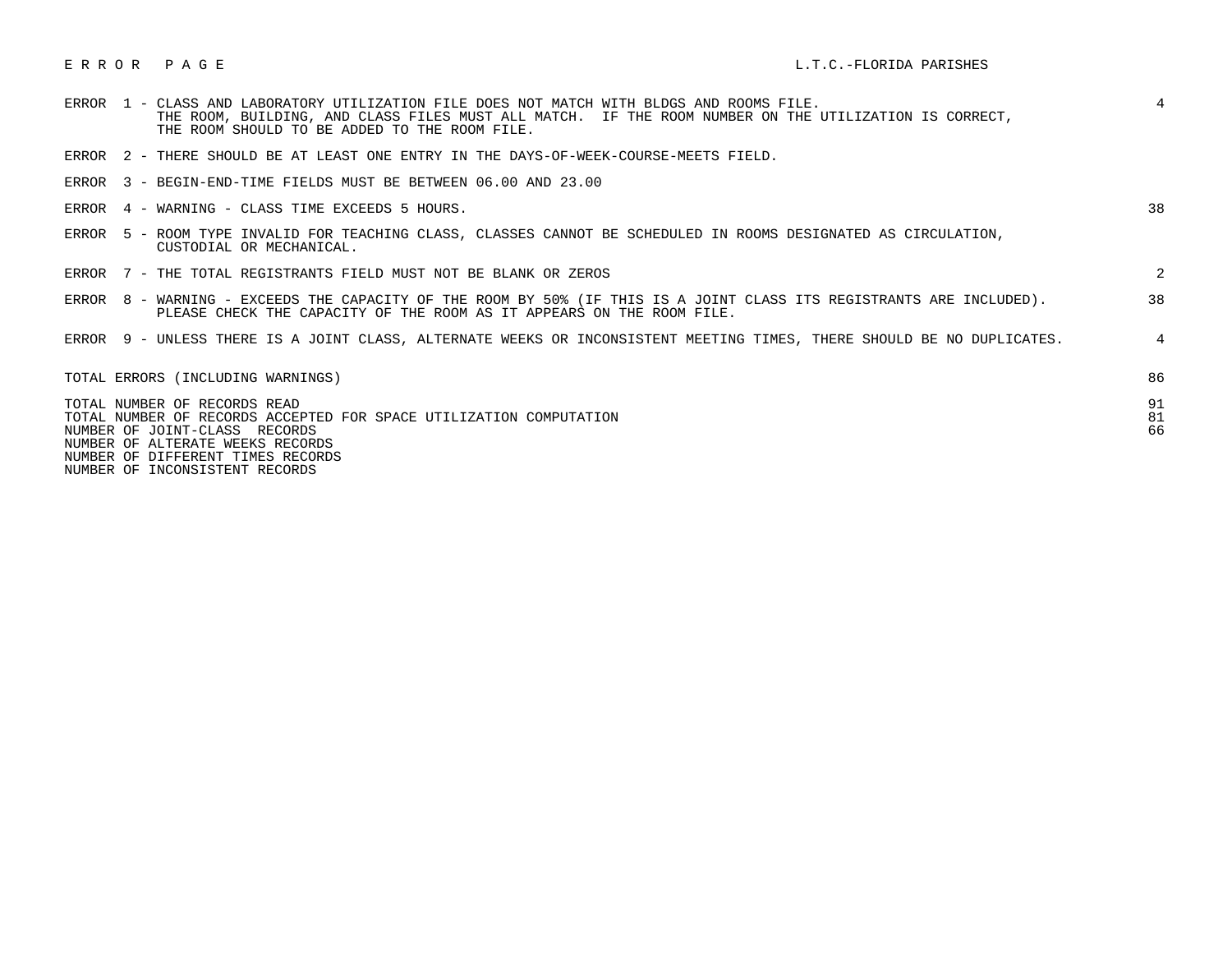# E R R O R   P A G E

L.T.C.-FLORIDA PARISHES

| Error | Description | Count |
|---|---|---|
| ERROR 1 | CLASS AND LABORATORY UTILIZATION FILE DOES NOT MATCH WITH BLDGS AND ROOMS FILE. THE ROOM, BUILDING, AND CLASS FILES MUST ALL MATCH. IF THE ROOM NUMBER ON THE UTILIZATION IS CORRECT, THE ROOM SHOULD TO BE ADDED TO THE ROOM FILE. | 4 |
| ERROR 2 | THERE SHOULD BE AT LEAST ONE ENTRY IN THE DAYS-OF-WEEK-COURSE-MEETS FIELD. | |
| ERROR 3 | BEGIN-END-TIME FIELDS MUST BE BETWEEN 06.00 AND 23.00 | |
| ERROR 4 | WARNING - CLASS TIME EXCEEDS 5 HOURS. | 38 |
| ERROR 5 | ROOM TYPE INVALID FOR TEACHING CLASS, CLASSES CANNOT BE SCHEDULED IN ROOMS DESIGNATED AS CIRCULATION, CUSTODIAL OR MECHANICAL. | |
| ERROR 7 | THE TOTAL REGISTRANTS FIELD MUST NOT BE BLANK OR ZEROS | 2 |
| ERROR 8 | WARNING - EXCEEDS THE CAPACITY OF THE ROOM BY 50% (IF THIS IS A JOINT CLASS ITS REGISTRANTS ARE INCLUDED). PLEASE CHECK THE CAPACITY OF THE ROOM AS IT APPEARS ON THE ROOM FILE. | 38 |
| ERROR 9 | UNLESS THERE IS A JOINT CLASS, ALTERNATE WEEKS OR INCONSISTENT MEETING TIMES, THERE SHOULD BE NO DUPLICATES. | 4 |

| | |
|---|---|
| TOTAL ERRORS (INCLUDING WARNINGS) | 86 |
| TOTAL NUMBER OF RECORDS READ | 91 |
| TOTAL NUMBER OF RECORDS ACCEPTED FOR SPACE UTILIZATION COMPUTATION | 81 |
| NUMBER OF JOINT-CLASS RECORDS | 66 |
| NUMBER OF ALTERATE WEEKS RECORDS | |
| NUMBER OF DIFFERENT TIMES RECORDS | |
| NUMBER OF INCONSISTENT RECORDS | |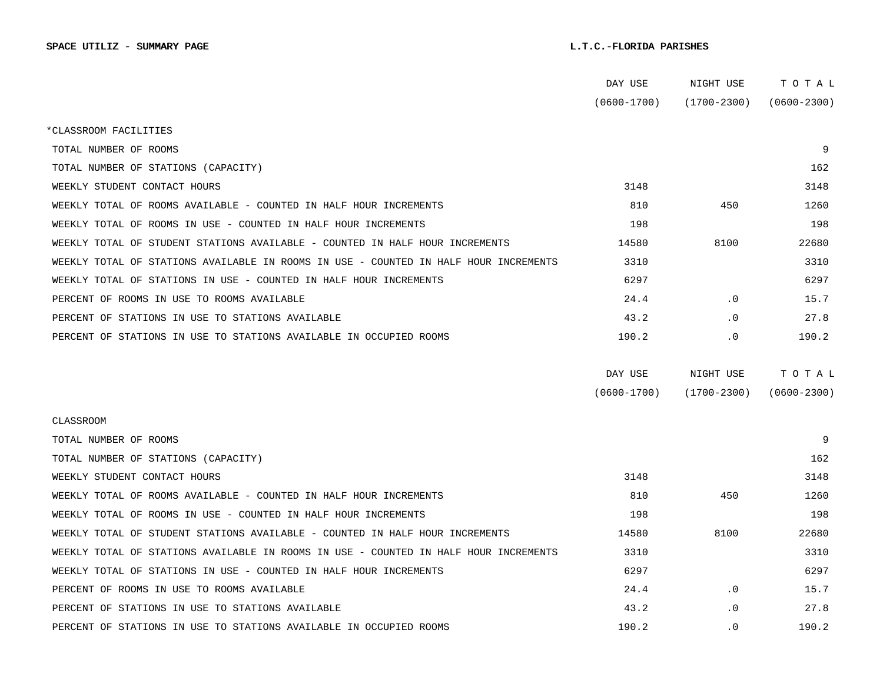**SPACE UTILIZ - SUMMARY PAGE** **L.T.C.-FLORIDA PARISHES**

| | DAY USE (0600-1700) | NIGHT USE (1700-2300) | TOTAL (0600-2300) |
|---|---|---|---|
| *CLASSROOM FACILITIES | | | |
| TOTAL NUMBER OF ROOMS | | | 9 |
| TOTAL NUMBER OF STATIONS (CAPACITY) | | | 162 |
| WEEKLY STUDENT CONTACT HOURS | 3148 | | 3148 |
| WEEKLY TOTAL OF ROOMS AVAILABLE - COUNTED IN HALF HOUR INCREMENTS | 810 | 450 | 1260 |
| WEEKLY TOTAL OF ROOMS IN USE - COUNTED IN HALF HOUR INCREMENTS | 198 | | 198 |
| WEEKLY TOTAL OF STUDENT STATIONS AVAILABLE - COUNTED IN HALF HOUR INCREMENTS | 14580 | 8100 | 22680 |
| WEEKLY TOTAL OF STATIONS AVAILABLE IN ROOMS IN USE - COUNTED IN HALF HOUR INCREMENTS | 3310 | | 3310 |
| WEEKLY TOTAL OF STATIONS IN USE - COUNTED IN HALF HOUR INCREMENTS | 6297 | | 6297 |
| PERCENT OF ROOMS IN USE TO ROOMS AVAILABLE | 24.4 | .0 | 15.7 |
| PERCENT OF STATIONS IN USE TO STATIONS AVAILABLE | 43.2 | .0 | 27.8 |
| PERCENT OF STATIONS IN USE TO STATIONS AVAILABLE IN OCCUPIED ROOMS | 190.2 | .0 | 190.2 |

| | DAY USE (0600-1700) | NIGHT USE (1700-2300) | TOTAL (0600-2300) |
|---|---|---|---|
| CLASSROOM | | | |
| TOTAL NUMBER OF ROOMS | | | 9 |
| TOTAL NUMBER OF STATIONS (CAPACITY) | | | 162 |
| WEEKLY STUDENT CONTACT HOURS | 3148 | | 3148 |
| WEEKLY TOTAL OF ROOMS AVAILABLE - COUNTED IN HALF HOUR INCREMENTS | 810 | 450 | 1260 |
| WEEKLY TOTAL OF ROOMS IN USE - COUNTED IN HALF HOUR INCREMENTS | 198 | | 198 |
| WEEKLY TOTAL OF STUDENT STATIONS AVAILABLE - COUNTED IN HALF HOUR INCREMENTS | 14580 | 8100 | 22680 |
| WEEKLY TOTAL OF STATIONS AVAILABLE IN ROOMS IN USE - COUNTED IN HALF HOUR INCREMENTS | 3310 | | 3310 |
| WEEKLY TOTAL OF STATIONS IN USE - COUNTED IN HALF HOUR INCREMENTS | 6297 | | 6297 |
| PERCENT OF ROOMS IN USE TO ROOMS AVAILABLE | 24.4 | .0 | 15.7 |
| PERCENT OF STATIONS IN USE TO STATIONS AVAILABLE | 43.2 | .0 | 27.8 |
| PERCENT OF STATIONS IN USE TO STATIONS AVAILABLE IN OCCUPIED ROOMS | 190.2 | .0 | 190.2 |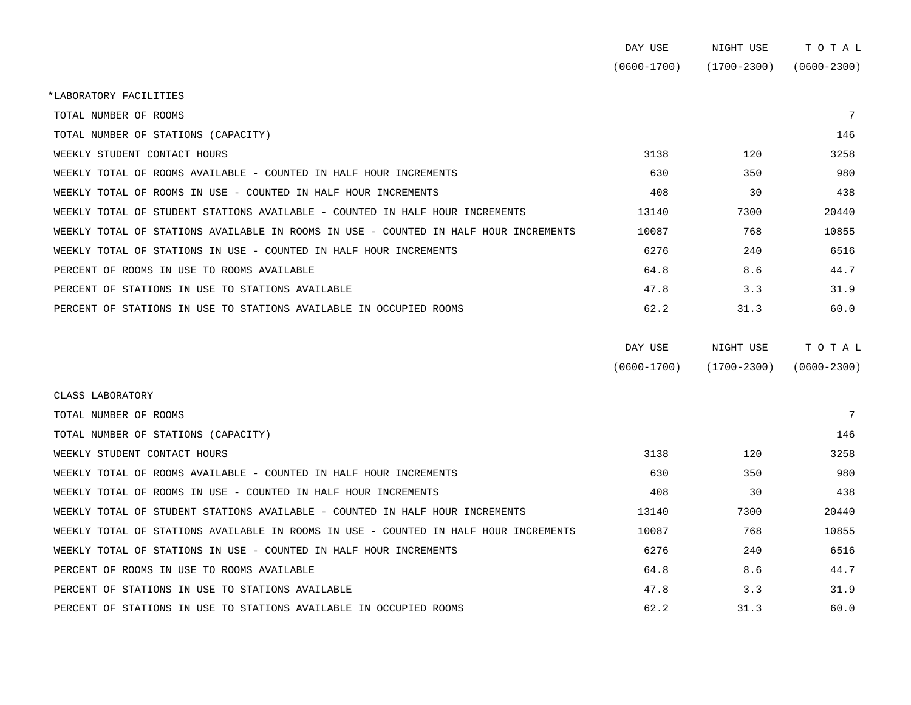| | DAY USE (0600-1700) | NIGHT USE (1700-2300) | T O T A L (0600-2300) |
|---|---|---|---|
| *LABORATORY FACILITIES | | | |
| TOTAL NUMBER OF ROOMS | | | 7 |
| TOTAL NUMBER OF STATIONS (CAPACITY) | | | 146 |
| WEEKLY STUDENT CONTACT HOURS | 3138 | 120 | 3258 |
| WEEKLY TOTAL OF ROOMS AVAILABLE - COUNTED IN HALF HOUR INCREMENTS | 630 | 350 | 980 |
| WEEKLY TOTAL OF ROOMS IN USE - COUNTED IN HALF HOUR INCREMENTS | 408 | 30 | 438 |
| WEEKLY TOTAL OF STUDENT STATIONS AVAILABLE - COUNTED IN HALF HOUR INCREMENTS | 13140 | 7300 | 20440 |
| WEEKLY TOTAL OF STATIONS AVAILABLE IN ROOMS IN USE - COUNTED IN HALF HOUR INCREMENTS | 10087 | 768 | 10855 |
| WEEKLY TOTAL OF STATIONS IN USE - COUNTED IN HALF HOUR INCREMENTS | 6276 | 240 | 6516 |
| PERCENT OF ROOMS IN USE TO ROOMS AVAILABLE | 64.8 | 8.6 | 44.7 |
| PERCENT OF STATIONS IN USE TO STATIONS AVAILABLE | 47.8 | 3.3 | 31.9 |
| PERCENT OF STATIONS IN USE TO STATIONS AVAILABLE IN OCCUPIED ROOMS | 62.2 | 31.3 | 60.0 |

| | DAY USE (0600-1700) | NIGHT USE (1700-2300) | T O T A L (0600-2300) |
|---|---|---|---|
| CLASS LABORATORY | | | |
| TOTAL NUMBER OF ROOMS | | | 7 |
| TOTAL NUMBER OF STATIONS (CAPACITY) | | | 146 |
| WEEKLY STUDENT CONTACT HOURS | 3138 | 120 | 3258 |
| WEEKLY TOTAL OF ROOMS AVAILABLE - COUNTED IN HALF HOUR INCREMENTS | 630 | 350 | 980 |
| WEEKLY TOTAL OF ROOMS IN USE - COUNTED IN HALF HOUR INCREMENTS | 408 | 30 | 438 |
| WEEKLY TOTAL OF STUDENT STATIONS AVAILABLE - COUNTED IN HALF HOUR INCREMENTS | 13140 | 7300 | 20440 |
| WEEKLY TOTAL OF STATIONS AVAILABLE IN ROOMS IN USE - COUNTED IN HALF HOUR INCREMENTS | 10087 | 768 | 10855 |
| WEEKLY TOTAL OF STATIONS IN USE - COUNTED IN HALF HOUR INCREMENTS | 6276 | 240 | 6516 |
| PERCENT OF ROOMS IN USE TO ROOMS AVAILABLE | 64.8 | 8.6 | 44.7 |
| PERCENT OF STATIONS IN USE TO STATIONS AVAILABLE | 47.8 | 3.3 | 31.9 |
| PERCENT OF STATIONS IN USE TO STATIONS AVAILABLE IN OCCUPIED ROOMS | 62.2 | 31.3 | 60.0 |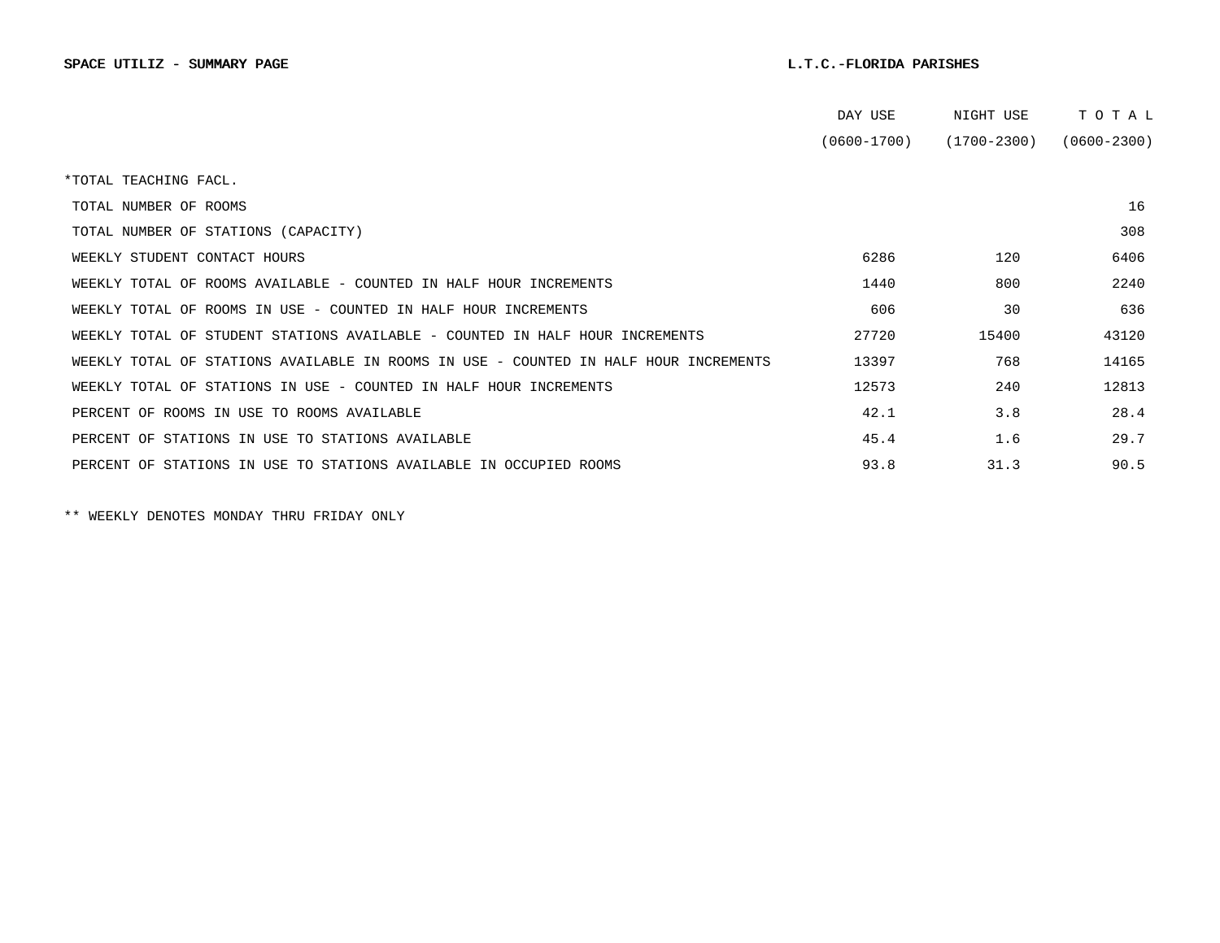**SPACE UTILIZ - SUMMARY PAGE** **L.T.C.-FLORIDA PARISHES**

| | DAY USE (0600-1700) | NIGHT USE (1700-2300) | T O T A L (0600-2300) |
|---|---|---|---|
| *TOTAL TEACHING FACL. | | | |
| TOTAL NUMBER OF ROOMS | | | 16 |
| TOTAL NUMBER OF STATIONS (CAPACITY) | | | 308 |
| WEEKLY STUDENT CONTACT HOURS | 6286 | 120 | 6406 |
| WEEKLY TOTAL OF ROOMS AVAILABLE - COUNTED IN HALF HOUR INCREMENTS | 1440 | 800 | 2240 |
| WEEKLY TOTAL OF ROOMS IN USE - COUNTED IN HALF HOUR INCREMENTS | 606 | 30 | 636 |
| WEEKLY TOTAL OF STUDENT STATIONS AVAILABLE - COUNTED IN HALF HOUR INCREMENTS | 27720 | 15400 | 43120 |
| WEEKLY TOTAL OF STATIONS AVAILABLE IN ROOMS IN USE - COUNTED IN HALF HOUR INCREMENTS | 13397 | 768 | 14165 |
| WEEKLY TOTAL OF STATIONS IN USE - COUNTED IN HALF HOUR INCREMENTS | 12573 | 240 | 12813 |
| PERCENT OF ROOMS IN USE TO ROOMS AVAILABLE | 42.1 | 3.8 | 28.4 |
| PERCENT OF STATIONS IN USE TO STATIONS AVAILABLE | 45.4 | 1.6 | 29.7 |
| PERCENT OF STATIONS IN USE TO STATIONS AVAILABLE IN OCCUPIED ROOMS | 93.8 | 31.3 | 90.5 |

** WEEKLY DENOTES MONDAY THRU FRIDAY ONLY